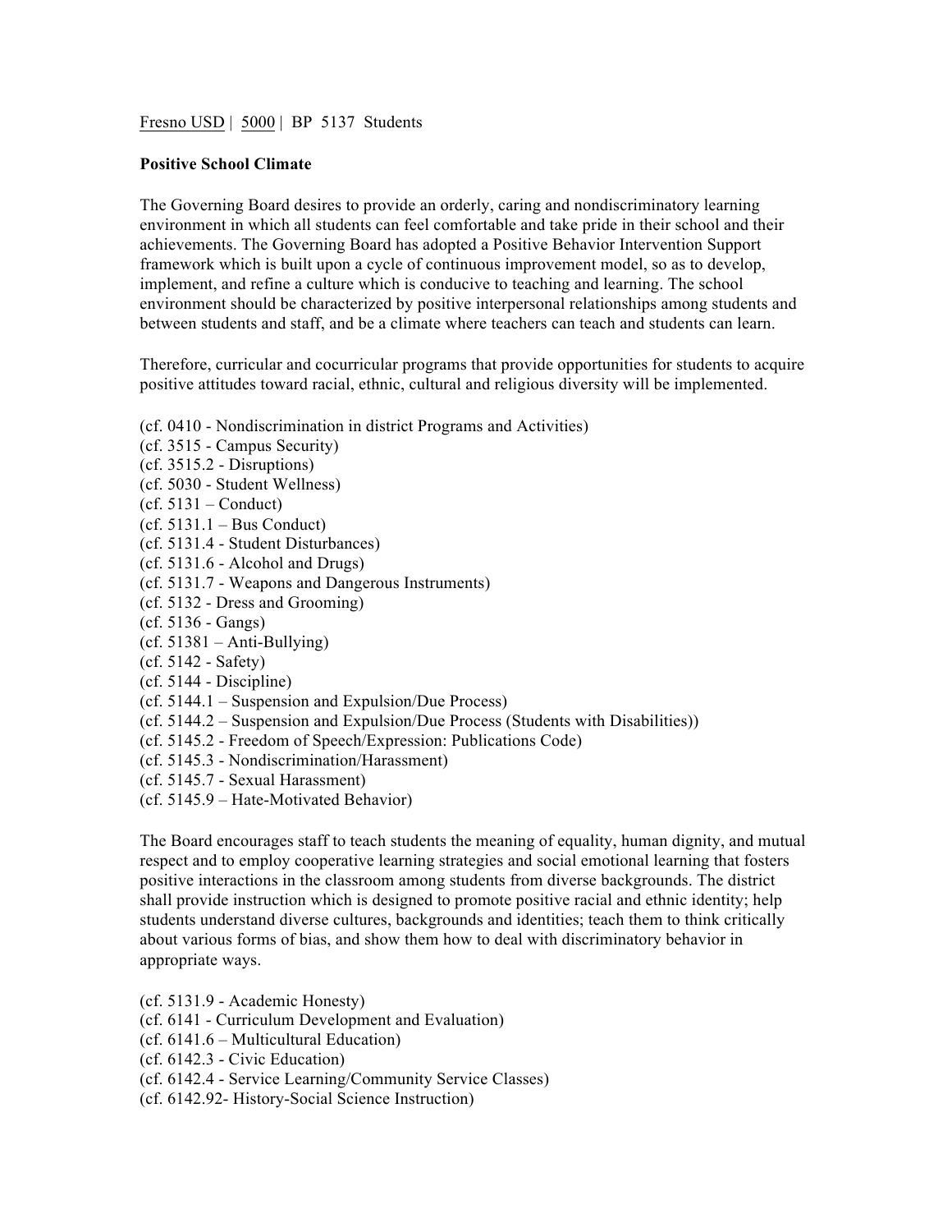Fresno USD | 5000 | BP 5137 Students

**Positive School Climate**

The Governing Board desires to provide an orderly, caring and nondiscriminatory learning environment in which all students can feel comfortable and take pride in their school and their achievements. The Governing Board has adopted a Positive Behavior Intervention Support framework which is built upon a cycle of continuous improvement model, so as to develop, implement, and refine a culture which is conducive to teaching and learning. The school environment should be characterized by positive interpersonal relationships among students and between students and staff, and be a climate where teachers can teach and students can learn.

Therefore, curricular and cocurricular programs that provide opportunities for students to acquire positive attitudes toward racial, ethnic, cultural and religious diversity will be implemented.

(cf. 0410 - Nondiscrimination in district Programs and Activities)
(cf. 3515 - Campus Security)
(cf. 3515.2 - Disruptions)
(cf. 5030 - Student Wellness)
(cf. 5131 – Conduct)
(cf. 5131.1 – Bus Conduct)
(cf. 5131.4 - Student Disturbances)
(cf. 5131.6 - Alcohol and Drugs)
(cf. 5131.7 - Weapons and Dangerous Instruments)
(cf. 5132 - Dress and Grooming)
(cf. 5136 - Gangs)
(cf. 51381 – Anti-Bullying)
(cf. 5142 - Safety)
(cf. 5144 - Discipline)
(cf. 5144.1 – Suspension and Expulsion/Due Process)
(cf. 5144.2 – Suspension and Expulsion/Due Process (Students with Disabilities))
(cf. 5145.2 - Freedom of Speech/Expression: Publications Code)
(cf. 5145.3 - Nondiscrimination/Harassment)
(cf. 5145.7 - Sexual Harassment)
(cf. 5145.9 – Hate-Motivated Behavior)

The Board encourages staff to teach students the meaning of equality, human dignity, and mutual respect and to employ cooperative learning strategies and social emotional learning that fosters positive interactions in the classroom among students from diverse backgrounds. The district shall provide instruction which is designed to promote positive racial and ethnic identity; help students understand diverse cultures, backgrounds and identities; teach them to think critically about various forms of bias, and show them how to deal with discriminatory behavior in appropriate ways.

(cf. 5131.9 - Academic Honesty)
(cf. 6141 - Curriculum Development and Evaluation)
(cf. 6141.6 – Multicultural Education)
(cf. 6142.3 - Civic Education)
(cf. 6142.4 - Service Learning/Community Service Classes)
(cf. 6142.92- History-Social Science Instruction)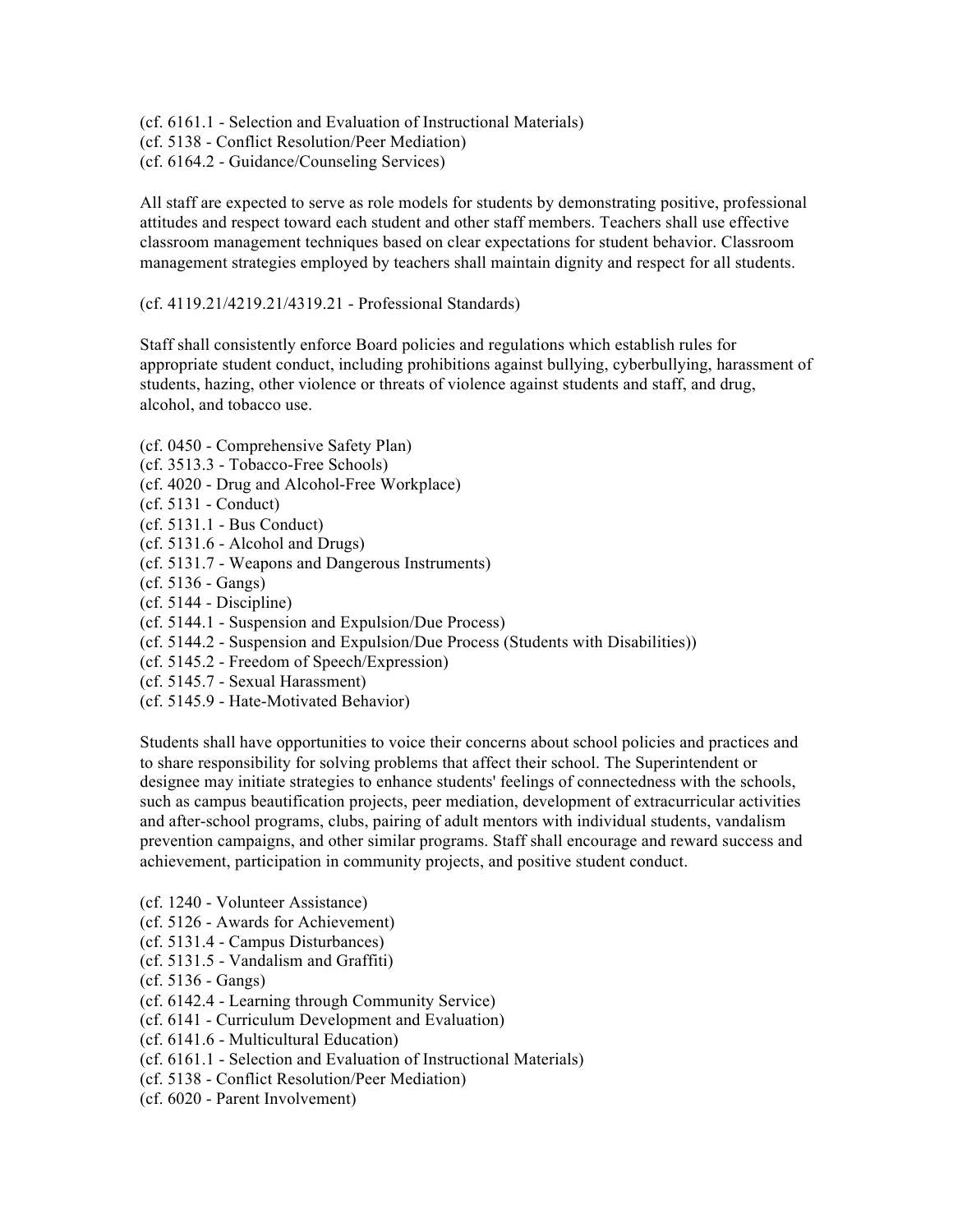(cf. 6161.1 - Selection and Evaluation of Instructional Materials)
(cf. 5138 - Conflict Resolution/Peer Mediation)
(cf. 6164.2 - Guidance/Counseling Services)

All staff are expected to serve as role models for students by demonstrating positive, professional attitudes and respect toward each student and other staff members. Teachers shall use effective classroom management techniques based on clear expectations for student behavior. Classroom management strategies employed by teachers shall maintain dignity and respect for all students.

(cf. 4119.21/4219.21/4319.21 - Professional Standards)

Staff shall consistently enforce Board policies and regulations which establish rules for appropriate student conduct, including prohibitions against bullying, cyberbullying, harassment of students, hazing, other violence or threats of violence against students and staff, and drug, alcohol, and tobacco use.

(cf. 0450 - Comprehensive Safety Plan)
(cf. 3513.3 - Tobacco-Free Schools)
(cf. 4020 - Drug and Alcohol-Free Workplace)
(cf. 5131 - Conduct)
(cf. 5131.1 - Bus Conduct)
(cf. 5131.6 - Alcohol and Drugs)
(cf. 5131.7 - Weapons and Dangerous Instruments)
(cf. 5136 - Gangs)
(cf. 5144 - Discipline)
(cf. 5144.1 - Suspension and Expulsion/Due Process)
(cf. 5144.2 - Suspension and Expulsion/Due Process (Students with Disabilities))
(cf. 5145.2 - Freedom of Speech/Expression)
(cf. 5145.7 - Sexual Harassment)
(cf. 5145.9 - Hate-Motivated Behavior)

Students shall have opportunities to voice their concerns about school policies and practices and to share responsibility for solving problems that affect their school. The Superintendent or designee may initiate strategies to enhance students' feelings of connectedness with the schools, such as campus beautification projects, peer mediation, development of extracurricular activities and after-school programs, clubs, pairing of adult mentors with individual students, vandalism prevention campaigns, and other similar programs. Staff shall encourage and reward success and achievement, participation in community projects, and positive student conduct.

(cf. 1240 - Volunteer Assistance)
(cf. 5126 - Awards for Achievement)
(cf. 5131.4 - Campus Disturbances)
(cf. 5131.5 - Vandalism and Graffiti)
(cf. 5136 - Gangs)
(cf. 6142.4 - Learning through Community Service)
(cf. 6141 - Curriculum Development and Evaluation)
(cf. 6141.6 - Multicultural Education)
(cf. 6161.1 - Selection and Evaluation of Instructional Materials)
(cf. 5138 - Conflict Resolution/Peer Mediation)
(cf. 6020 - Parent Involvement)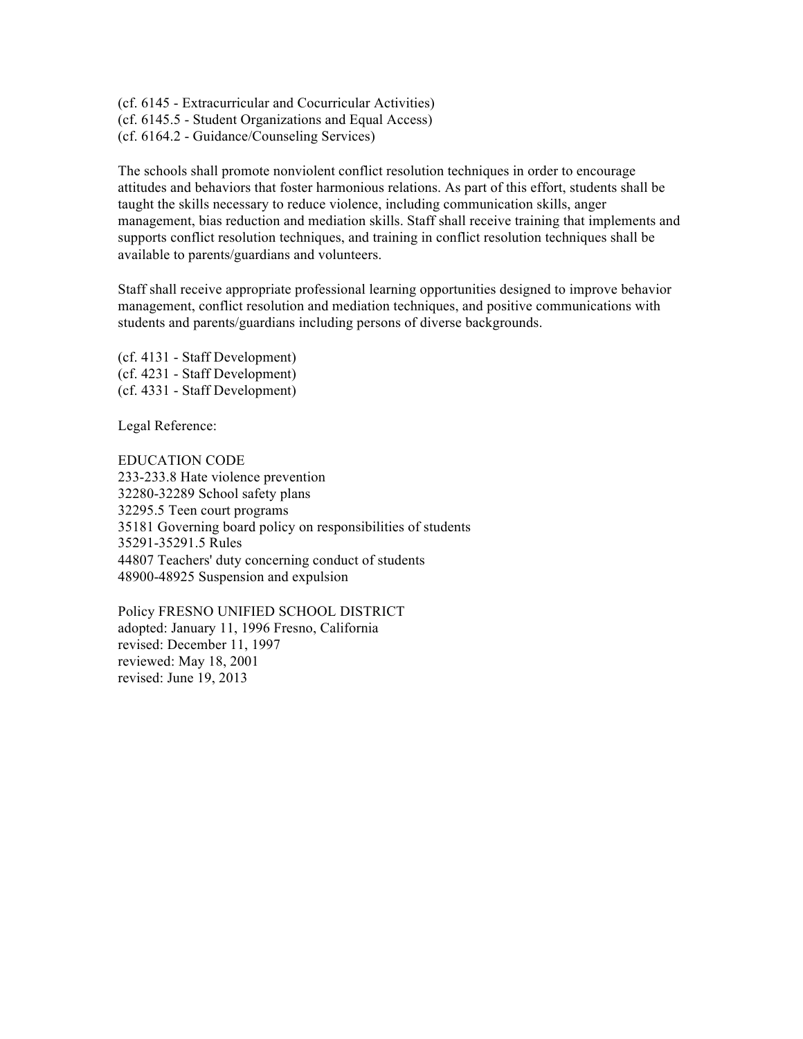(cf. 6145 - Extracurricular and Cocurricular Activities)
(cf. 6145.5 - Student Organizations and Equal Access)
(cf. 6164.2 - Guidance/Counseling Services)

The schools shall promote nonviolent conflict resolution techniques in order to encourage attitudes and behaviors that foster harmonious relations. As part of this effort, students shall be taught the skills necessary to reduce violence, including communication skills, anger management, bias reduction and mediation skills. Staff shall receive training that implements and supports conflict resolution techniques, and training in conflict resolution techniques shall be available to parents/guardians and volunteers.

Staff shall receive appropriate professional learning opportunities designed to improve behavior management, conflict resolution and mediation techniques, and positive communications with students and parents/guardians including persons of diverse backgrounds.

(cf. 4131 - Staff Development)
(cf. 4231 - Staff Development)
(cf. 4331 - Staff Development)

Legal Reference:

EDUCATION CODE
233-233.8 Hate violence prevention
32280-32289 School safety plans
32295.5 Teen court programs
35181 Governing board policy on responsibilities of students
35291-35291.5 Rules
44807 Teachers' duty concerning conduct of students
48900-48925 Suspension and expulsion

Policy FRESNO UNIFIED SCHOOL DISTRICT
adopted: January 11, 1996 Fresno, California
revised: December 11, 1997
reviewed: May 18, 2001
revised: June 19, 2013